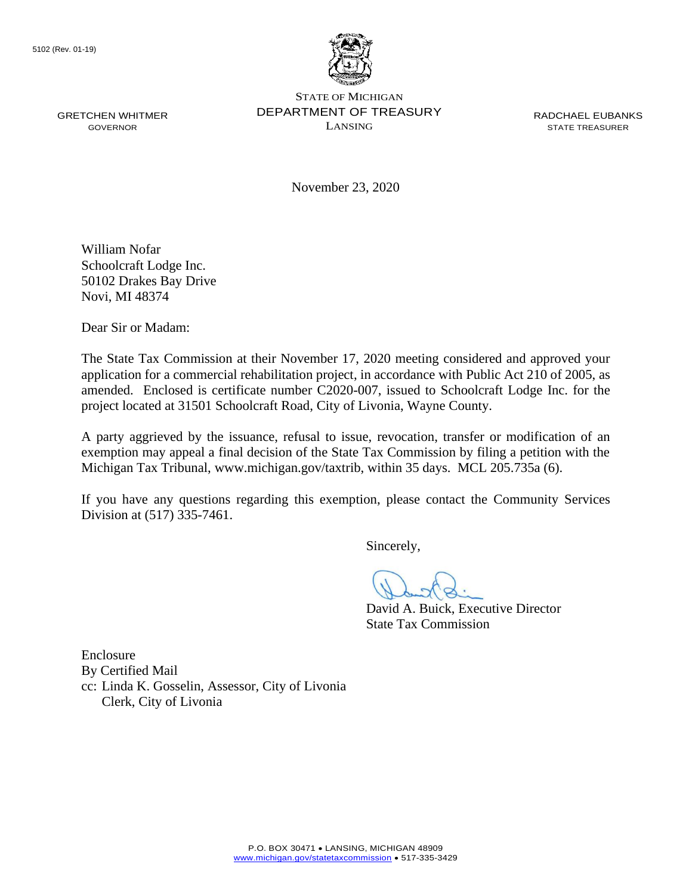5102 (Rev. 01-19)

STATE OF MICHIGAN
DEPARTMENT OF TREASURY
LANSING

GRETCHEN WHITMER
GOVERNOR

RADCHAEL EUBANKS
STATE TREASURER

November 23, 2020

William Nofar
Schoolcraft Lodge Inc.
50102 Drakes Bay Drive
Novi, MI 48374

Dear Sir or Madam:

The State Tax Commission at their November 17, 2020 meeting considered and approved your application for a commercial rehabilitation project, in accordance with Public Act 210 of 2005, as amended. Enclosed is certificate number C2020-007, issued to Schoolcraft Lodge Inc. for the project located at 31501 Schoolcraft Road, City of Livonia, Wayne County.

A party aggrieved by the issuance, refusal to issue, revocation, transfer or modification of an exemption may appeal a final decision of the State Tax Commission by filing a petition with the Michigan Tax Tribunal, www.michigan.gov/taxtrib, within 35 days. MCL 205.735a (6).

If you have any questions regarding this exemption, please contact the Community Services Division at (517) 335-7461.

Sincerely,

David A. Buick, Executive Director
State Tax Commission

Enclosure
By Certified Mail
cc: Linda K. Gosselin, Assessor, City of Livonia
Clerk, City of Livonia

P.O. BOX 30471 • LANSING, MICHIGAN 48909
www.michigan.gov/statetaxcommission • 517-335-3429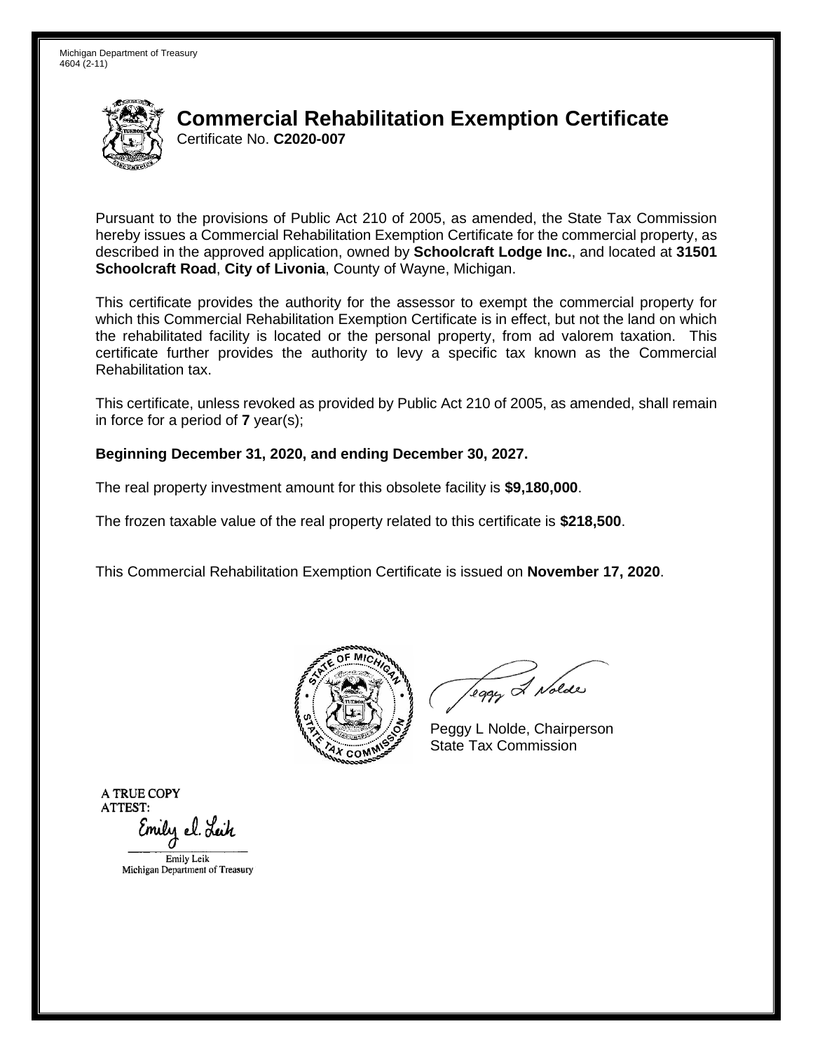Michigan Department of Treasury
4604 (2-11)

# Commercial Rehabilitation Exemption Certificate

Certificate No. **C2020-007**

Pursuant to the provisions of Public Act 210 of 2005, as amended, the State Tax Commission hereby issues a Commercial Rehabilitation Exemption Certificate for the commercial property, as described in the approved application, owned by **Schoolcraft Lodge Inc.**, and located at **31501 Schoolcraft Road**, **City of Livonia**, County of Wayne, Michigan.

This certificate provides the authority for the assessor to exempt the commercial property for which this Commercial Rehabilitation Exemption Certificate is in effect, but not the land on which the rehabilitated facility is located or the personal property, from ad valorem taxation. This certificate further provides the authority to levy a specific tax known as the Commercial Rehabilitation tax.

This certificate, unless revoked as provided by Public Act 210 of 2005, as amended, shall remain in force for a period of **7** year(s);

**Beginning December 31, 2020, and ending December 30, 2027.**

The real property investment amount for this obsolete facility is **$9,180,000**.

The frozen taxable value of the real property related to this certificate is **$218,500**.

This Commercial Rehabilitation Exemption Certificate is issued on **November 17, 2020**.

Peggy L Nolde, Chairperson
State Tax Commission

A TRUE COPY
ATTEST:

Emily Leik
Michigan Department of Treasury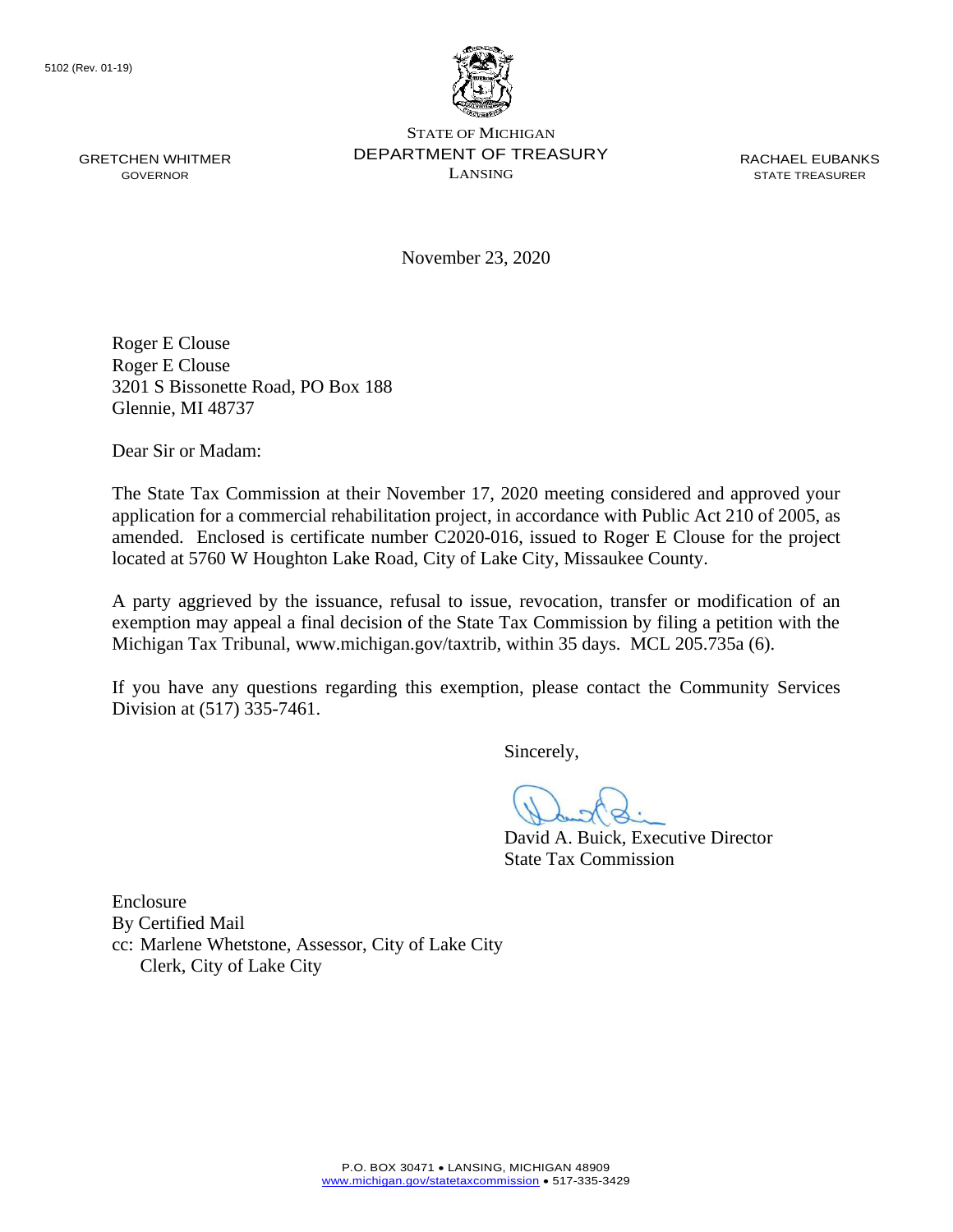5102 (Rev. 01-19)

STATE OF MICHIGAN
DEPARTMENT OF TREASURY
LANSING

GRETCHEN WHITMER
GOVERNOR

RACHAEL EUBANKS
STATE TREASURER

November 23, 2020

Roger E Clouse
Roger E Clouse
3201 S Bissonette Road, PO Box 188
Glennie, MI 48737

Dear Sir or Madam:

The State Tax Commission at their November 17, 2020 meeting considered and approved your application for a commercial rehabilitation project, in accordance with Public Act 210 of 2005, as amended. Enclosed is certificate number C2020-016, issued to Roger E Clouse for the project located at 5760 W Houghton Lake Road, City of Lake City, Missaukee County.

A party aggrieved by the issuance, refusal to issue, revocation, transfer or modification of an exemption may appeal a final decision of the State Tax Commission by filing a petition with the Michigan Tax Tribunal, www.michigan.gov/taxtrib, within 35 days. MCL 205.735a (6).

If you have any questions regarding this exemption, please contact the Community Services Division at (517) 335-7461.

Sincerely,

David A. Buick, Executive Director
State Tax Commission

Enclosure
By Certified Mail
cc: Marlene Whetstone, Assessor, City of Lake City
Clerk, City of Lake City

P.O. BOX 30471 • LANSING, MICHIGAN 48909
www.michigan.gov/statetaxcommission • 517-335-3429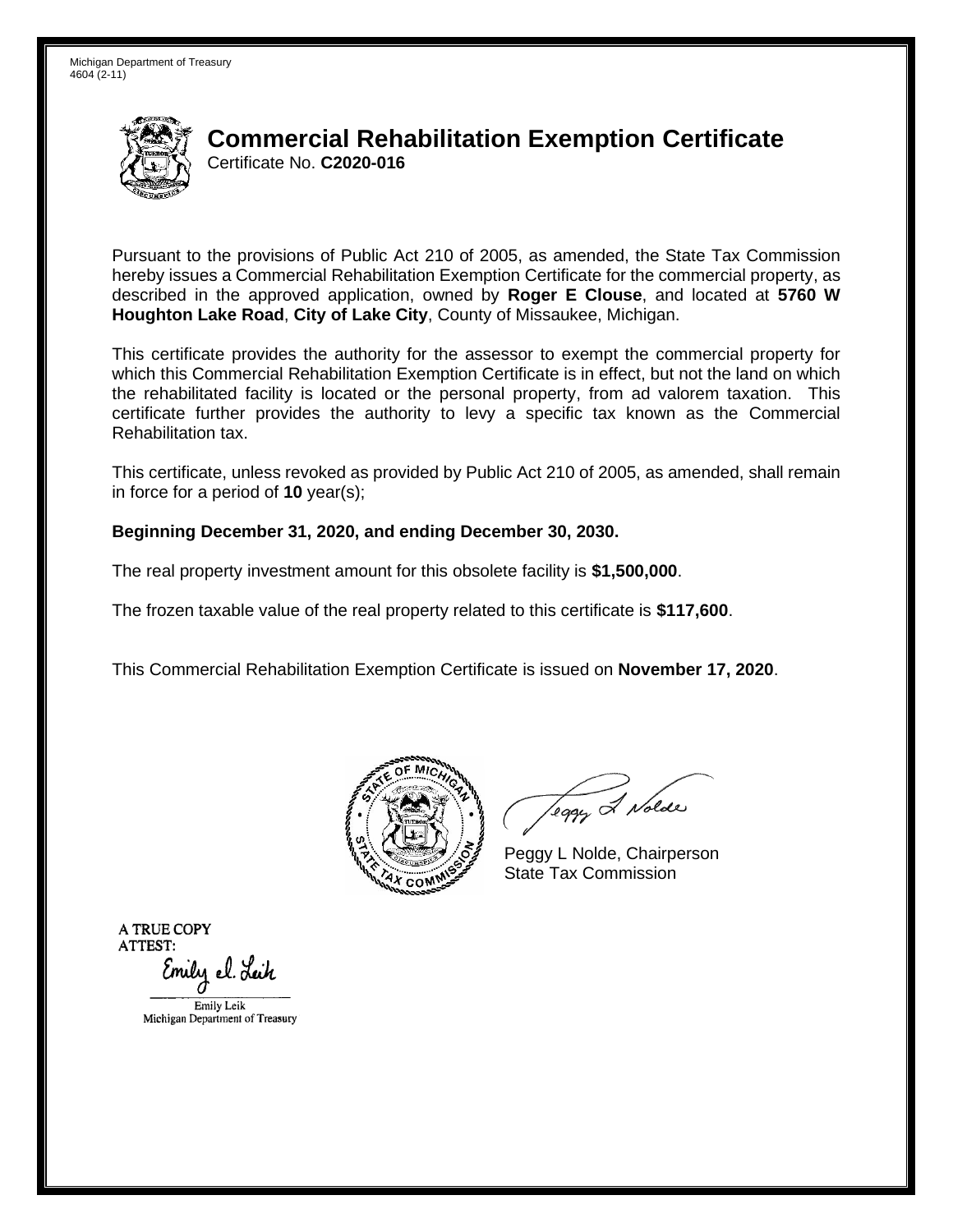Michigan Department of Treasury
4604 (2-11)

# Commercial Rehabilitation Exemption Certificate

Certificate No. **C2020-016**

Pursuant to the provisions of Public Act 210 of 2005, as amended, the State Tax Commission hereby issues a Commercial Rehabilitation Exemption Certificate for the commercial property, as described in the approved application, owned by **Roger E Clouse**, and located at **5760 W Houghton Lake Road**, **City of Lake City**, County of Missaukee, Michigan.

This certificate provides the authority for the assessor to exempt the commercial property for which this Commercial Rehabilitation Exemption Certificate is in effect, but not the land on which the rehabilitated facility is located or the personal property, from ad valorem taxation. This certificate further provides the authority to levy a specific tax known as the Commercial Rehabilitation tax.

This certificate, unless revoked as provided by Public Act 210 of 2005, as amended, shall remain in force for a period of **10** year(s);

**Beginning December 31, 2020, and ending December 30, 2030.**

The real property investment amount for this obsolete facility is **$1,500,000**.

The frozen taxable value of the real property related to this certificate is **$117,600**.

This Commercial Rehabilitation Exemption Certificate is issued on **November 17, 2020**.

Peggy L Nolde, Chairperson
State Tax Commission

A TRUE COPY
ATTEST:

Emily Leik
Michigan Department of Treasury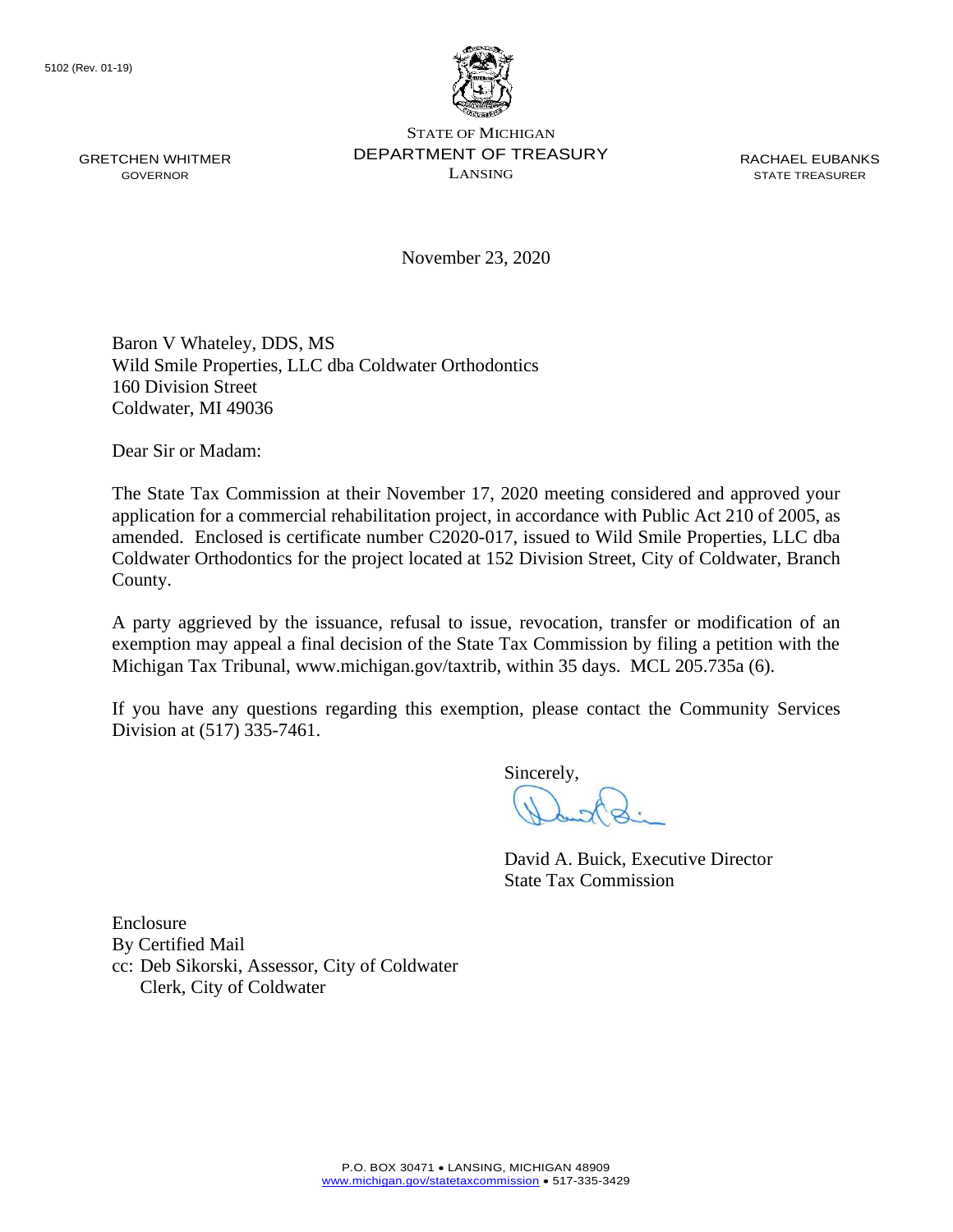5102 (Rev. 01-19)

GRETCHEN WHITMER
GOVERNOR

STATE OF MICHIGAN
DEPARTMENT OF TREASURY
LANSING

RACHAEL EUBANKS
STATE TREASURER

November 23, 2020

Baron V Whateley, DDS, MS
Wild Smile Properties, LLC dba Coldwater Orthodontics
160 Division Street
Coldwater, MI 49036

Dear Sir or Madam:

The State Tax Commission at their November 17, 2020 meeting considered and approved your application for a commercial rehabilitation project, in accordance with Public Act 210 of 2005, as amended. Enclosed is certificate number C2020-017, issued to Wild Smile Properties, LLC dba Coldwater Orthodontics for the project located at 152 Division Street, City of Coldwater, Branch County.

A party aggrieved by the issuance, refusal to issue, revocation, transfer or modification of an exemption may appeal a final decision of the State Tax Commission by filing a petition with the Michigan Tax Tribunal, www.michigan.gov/taxtrib, within 35 days. MCL 205.735a (6).

If you have any questions regarding this exemption, please contact the Community Services Division at (517) 335-7461.

Sincerely,

David A. Buick, Executive Director
State Tax Commission

Enclosure
By Certified Mail
cc: Deb Sikorski, Assessor, City of Coldwater
Clerk, City of Coldwater

P.O. BOX 30471 • LANSING, MICHIGAN 48909
www.michigan.gov/statetaxcommission • 517-335-3429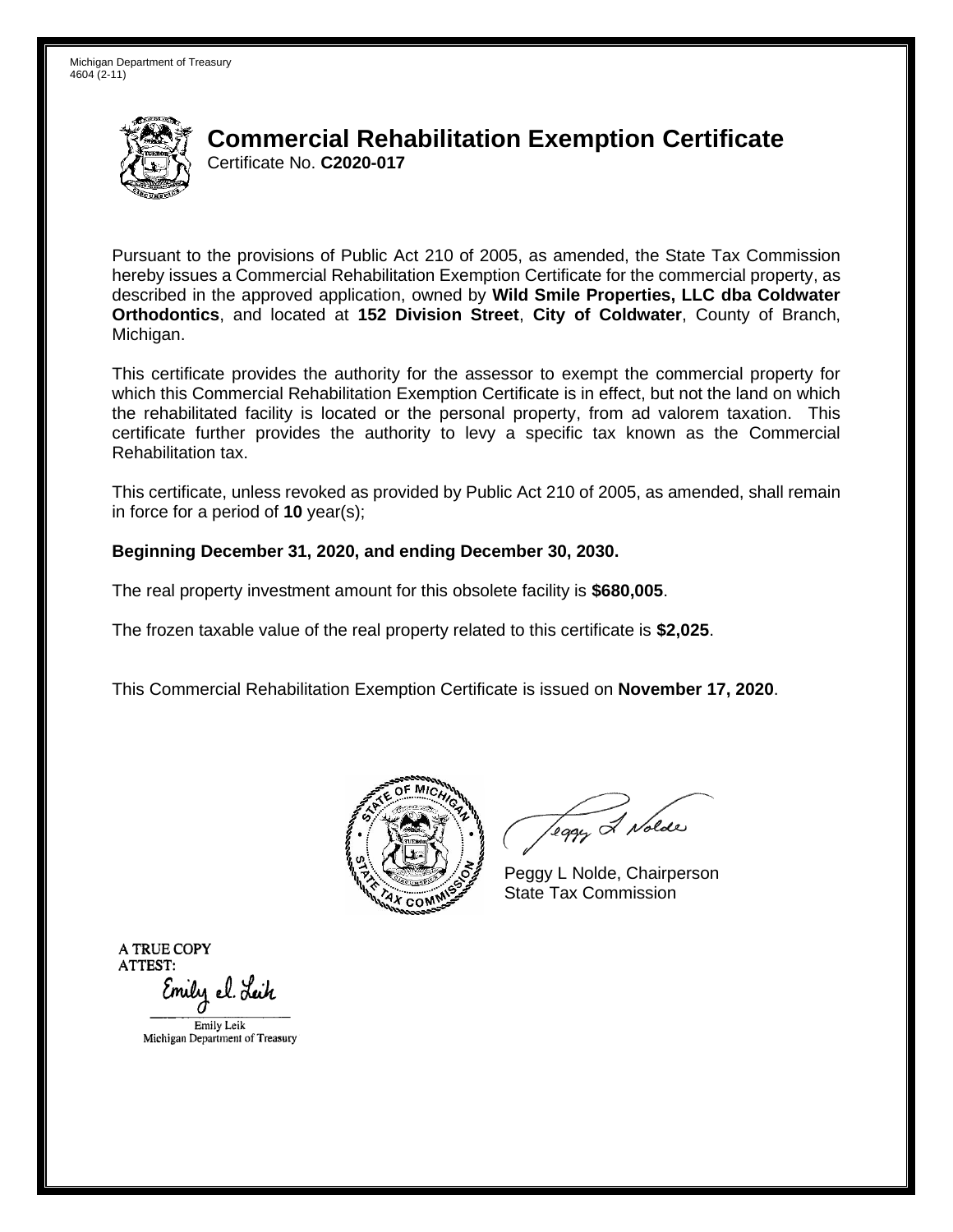Michigan Department of Treasury
4604 (2-11)

# Commercial Rehabilitation Exemption Certificate

Certificate No. **C2020-017**

Pursuant to the provisions of Public Act 210 of 2005, as amended, the State Tax Commission hereby issues a Commercial Rehabilitation Exemption Certificate for the commercial property, as described in the approved application, owned by **Wild Smile Properties, LLC dba Coldwater Orthodontics**, and located at **152 Division Street**, **City of Coldwater**, County of Branch, Michigan.

This certificate provides the authority for the assessor to exempt the commercial property for which this Commercial Rehabilitation Exemption Certificate is in effect, but not the land on which the rehabilitated facility is located or the personal property, from ad valorem taxation. This certificate further provides the authority to levy a specific tax known as the Commercial Rehabilitation tax.

This certificate, unless revoked as provided by Public Act 210 of 2005, as amended, shall remain in force for a period of **10** year(s);

**Beginning December 31, 2020, and ending December 30, 2030.**

The real property investment amount for this obsolete facility is **$680,005**.

The frozen taxable value of the real property related to this certificate is **$2,025**.

This Commercial Rehabilitation Exemption Certificate is issued on **November 17, 2020**.

Peggy L Nolde, Chairperson
State Tax Commission

A TRUE COPY
ATTEST:

Emily Leik
Michigan Department of Treasury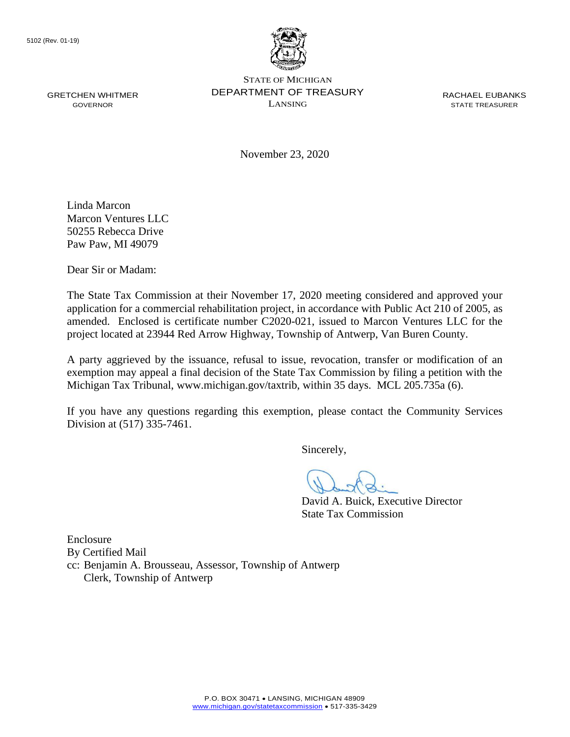5102 (Rev. 01-19)

GRETCHEN WHITMER
GOVERNOR

STATE OF MICHIGAN
DEPARTMENT OF TREASURY
LANSING

RACHAEL EUBANKS
STATE TREASURER

November 23, 2020

Linda Marcon
Marcon Ventures LLC
50255 Rebecca Drive
Paw Paw, MI 49079

Dear Sir or Madam:

The State Tax Commission at their November 17, 2020 meeting considered and approved your application for a commercial rehabilitation project, in accordance with Public Act 210 of 2005, as amended. Enclosed is certificate number C2020-021, issued to Marcon Ventures LLC for the project located at 23944 Red Arrow Highway, Township of Antwerp, Van Buren County.

A party aggrieved by the issuance, refusal to issue, revocation, transfer or modification of an exemption may appeal a final decision of the State Tax Commission by filing a petition with the Michigan Tax Tribunal, www.michigan.gov/taxtrib, within 35 days. MCL 205.735a (6).

If you have any questions regarding this exemption, please contact the Community Services Division at (517) 335-7461.

Sincerely,

David A. Buick, Executive Director
State Tax Commission

Enclosure
By Certified Mail
cc: Benjamin A. Brousseau, Assessor, Township of Antwerp
Clerk, Township of Antwerp

P.O. BOX 30471 • LANSING, MICHIGAN 48909
www.michigan.gov/statetaxcommission • 517-335-3429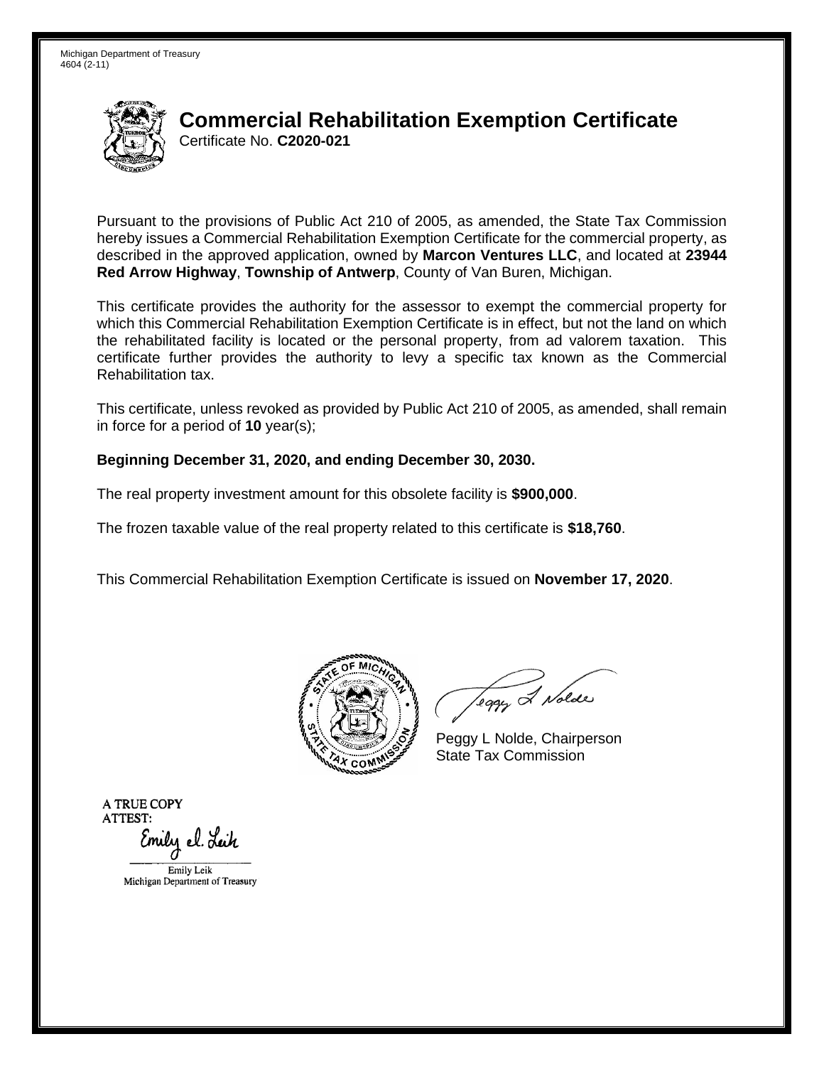Michigan Department of Treasury
4604 (2-11)

# Commercial Rehabilitation Exemption Certificate

Certificate No. **C2020-021**

Pursuant to the provisions of Public Act 210 of 2005, as amended, the State Tax Commission hereby issues a Commercial Rehabilitation Exemption Certificate for the commercial property, as described in the approved application, owned by **Marcon Ventures LLC**, and located at **23944 Red Arrow Highway**, **Township of Antwerp**, County of Van Buren, Michigan.

This certificate provides the authority for the assessor to exempt the commercial property for which this Commercial Rehabilitation Exemption Certificate is in effect, but not the land on which the rehabilitated facility is located or the personal property, from ad valorem taxation. This certificate further provides the authority to levy a specific tax known as the Commercial Rehabilitation tax.

This certificate, unless revoked as provided by Public Act 210 of 2005, as amended, shall remain in force for a period of **10** year(s);

**Beginning December 31, 2020, and ending December 30, 2030.**

The real property investment amount for this obsolete facility is **$900,000**.

The frozen taxable value of the real property related to this certificate is **$18,760**.

This Commercial Rehabilitation Exemption Certificate is issued on **November 17, 2020**.

Peggy L Nolde, Chairperson
State Tax Commission

A TRUE COPY
ATTEST:

Emily Leik
Michigan Department of Treasury